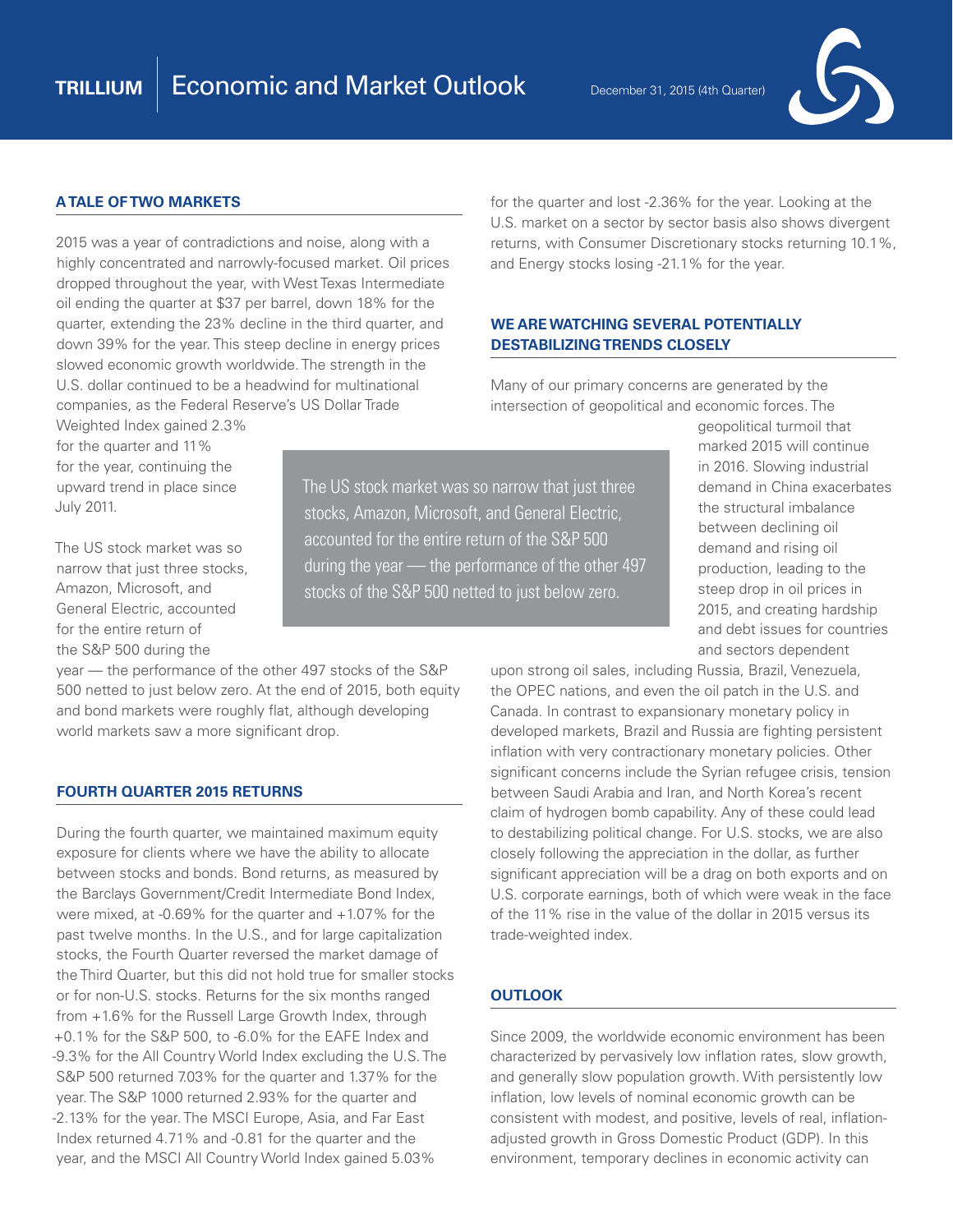# TRILLIUM | Economic and Market Outlook

December 31, 2015 (4th Quarter)

## A TALE OF TWO MARKETS

2015 was a year of contradictions and noise, along with a highly concentrated and narrowly-focused market. Oil prices dropped throughout the year, with West Texas Intermediate oil ending the quarter at $37 per barrel, down 18% for the quarter, extending the 23% decline in the third quarter, and down 39% for the year. This steep decline in energy prices slowed economic growth worldwide. The strength in the U.S. dollar continued to be a headwind for multinational companies, as the Federal Reserve's US Dollar Trade Weighted Index gained 2.3% for the quarter and 11% for the year, continuing the upward trend in place since July 2011.

The US stock market was so narrow that just three stocks, Amazon, Microsoft, and General Electric, accounted for the entire return of the S&P 500 during the year — the performance of the other 497 stocks of the S&P 500 netted to just below zero. At the end of 2015, both equity and bond markets were roughly flat, although developing world markets saw a more significant drop.

> The US stock market was so narrow that just three stocks, Amazon, Microsoft, and General Electric, accounted for the entire return of the S&P 500 during the year — the performance of the other 497 stocks of the S&P 500 netted to just below zero.

## FOURTH QUARTER 2015 RETURNS

During the fourth quarter, we maintained maximum equity exposure for clients where we have the ability to allocate between stocks and bonds. Bond returns, as measured by the Barclays Government/Credit Intermediate Bond Index, were mixed, at -0.69% for the quarter and +1.07% for the past twelve months. In the U.S., and for large capitalization stocks, the Fourth Quarter reversed the market damage of the Third Quarter, but this did not hold true for smaller stocks or for non-U.S. stocks. Returns for the six months ranged from +1.6% for the Russell Large Growth Index, through +0.1% for the S&P 500, to -6.0% for the EAFE Index and -9.3% for the All Country World Index excluding the U.S. The S&P 500 returned 7.03% for the quarter and 1.37% for the year. The S&P 1000 returned 2.93% for the quarter and -2.13% for the year. The MSCI Europe, Asia, and Far East Index returned 4.71% and -0.81 for the quarter and the year, and the MSCI All Country World Index gained 5.03% for the quarter and lost -2.36% for the year. Looking at the U.S. market on a sector by sector basis also shows divergent returns, with Consumer Discretionary stocks returning 10.1%, and Energy stocks losing -21.1% for the year.

## WE ARE WATCHING SEVERAL POTENTIALLY DESTABILIZING TRENDS CLOSELY

Many of our primary concerns are generated by the intersection of geopolitical and economic forces. The geopolitical turmoil that marked 2015 will continue in 2016. Slowing industrial demand in China exacerbates the structural imbalance between declining oil demand and rising oil production, leading to the steep drop in oil prices in 2015, and creating hardship and debt issues for countries and sectors dependent upon strong oil sales, including Russia, Brazil, Venezuela, the OPEC nations, and even the oil patch in the U.S. and Canada. In contrast to expansionary monetary policy in developed markets, Brazil and Russia are fighting persistent inflation with very contractionary monetary policies. Other significant concerns include the Syrian refugee crisis, tension between Saudi Arabia and Iran, and North Korea's recent claim of hydrogen bomb capability. Any of these could lead to destabilizing political change. For U.S. stocks, we are also closely following the appreciation in the dollar, as further significant appreciation will be a drag on both exports and on U.S. corporate earnings, both of which were weak in the face of the 11% rise in the value of the dollar in 2015 versus its trade-weighted index.

## OUTLOOK

Since 2009, the worldwide economic environment has been characterized by pervasively low inflation rates, slow growth, and generally slow population growth. With persistently low inflation, low levels of nominal economic growth can be consistent with modest, and positive, levels of real, inflation-adjusted growth in Gross Domestic Product (GDP). In this environment, temporary declines in economic activity can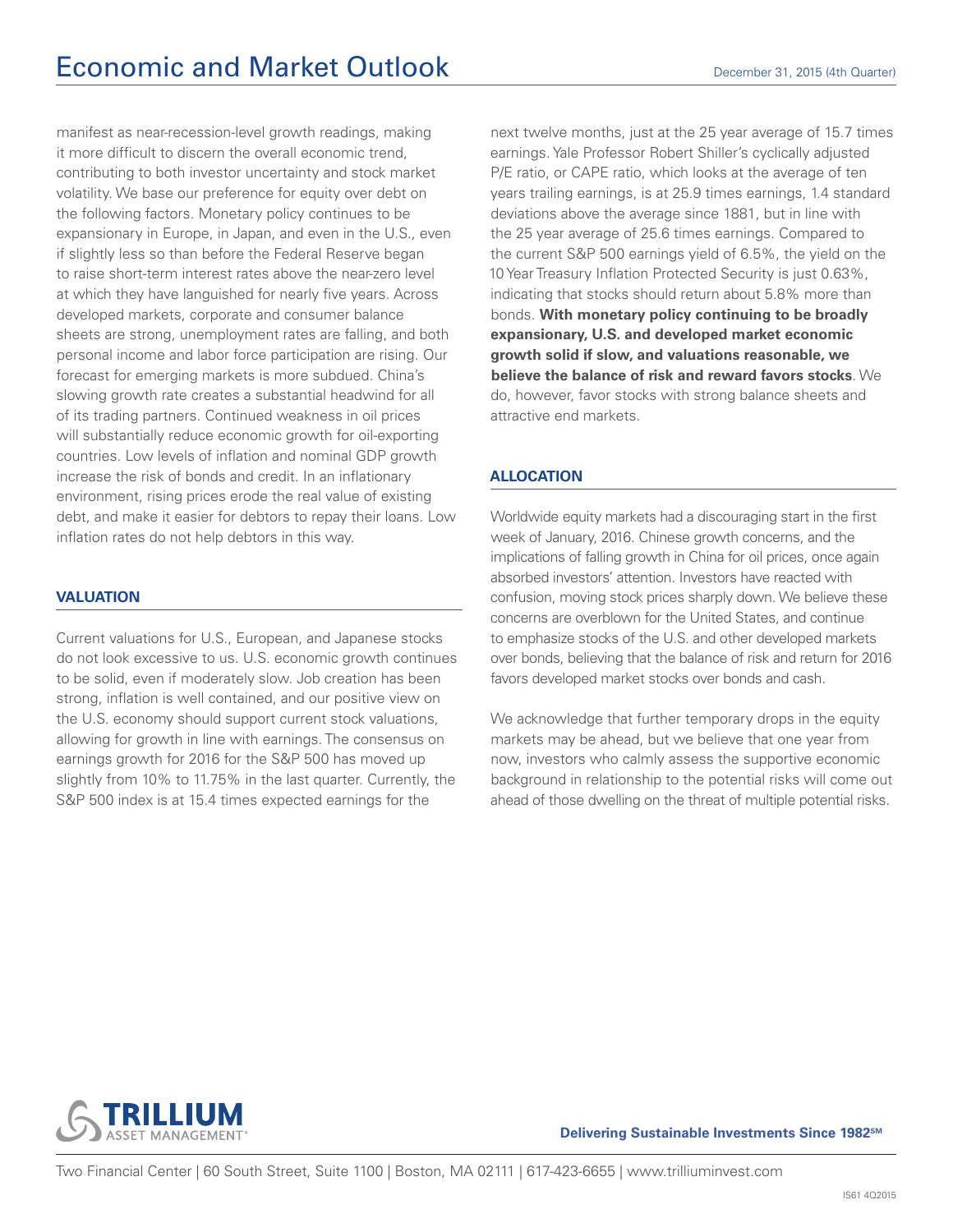manifest as near-recession-level growth readings, making it more difficult to discern the overall economic trend, contributing to both investor uncertainty and stock market volatility. We base our preference for equity over debt on the following factors. Monetary policy continues to be expansionary in Europe, in Japan, and even in the U.S., even if slightly less so than before the Federal Reserve began to raise short-term interest rates above the near-zero level at which they have languished for nearly five years. Across developed markets, corporate and consumer balance sheets are strong, unemployment rates are falling, and both personal income and labor force participation are rising. Our forecast for emerging markets is more subdued. China's slowing growth rate creates a substantial headwind for all of its trading partners. Continued weakness in oil prices will substantially reduce economic growth for oil-exporting countries. Low levels of inflation and nominal GDP growth increase the risk of bonds and credit. In an inflationary environment, rising prices erode the real value of existing debt, and make it easier for debtors to repay their loans. Low inflation rates do not help debtors in this way.

## VALUATION

Current valuations for U.S., European, and Japanese stocks do not look excessive to us. U.S. economic growth continues to be solid, even if moderately slow. Job creation has been strong, inflation is well contained, and our positive view on the U.S. economy should support current stock valuations, allowing for growth in line with earnings. The consensus on earnings growth for 2016 for the S&P 500 has moved up slightly from 10% to 11.75% in the last quarter. Currently, the S&P 500 index is at 15.4 times expected earnings for the next twelve months, just at the 25 year average of 15.7 times earnings. Yale Professor Robert Shiller's cyclically adjusted P/E ratio, or CAPE ratio, which looks at the average of ten years trailing earnings, is at 25.9 times earnings, 1.4 standard deviations above the average since 1881, but in line with the 25 year average of 25.6 times earnings. Compared to the current S&P 500 earnings yield of 6.5%, the yield on the 10 Year Treasury Inflation Protected Security is just 0.63%, indicating that stocks should return about 5.8% more than bonds. **With monetary policy continuing to be broadly expansionary, U.S. and developed market economic growth solid if slow, and valuations reasonable, we believe the balance of risk and reward favors stocks**. We do, however, favor stocks with strong balance sheets and attractive end markets.

## ALLOCATION

Worldwide equity markets had a discouraging start in the first week of January, 2016. Chinese growth concerns, and the implications of falling growth in China for oil prices, once again absorbed investors' attention. Investors have reacted with confusion, moving stock prices sharply down. We believe these concerns are overblown for the United States, and continue to emphasize stocks of the U.S. and other developed markets over bonds, believing that the balance of risk and return for 2016 favors developed market stocks over bonds and cash.

We acknowledge that further temporary drops in the equity markets may be ahead, but we believe that one year from now, investors who calmly assess the supportive economic background in relationship to the potential risks will come out ahead of those dwelling on the threat of multiple potential risks.